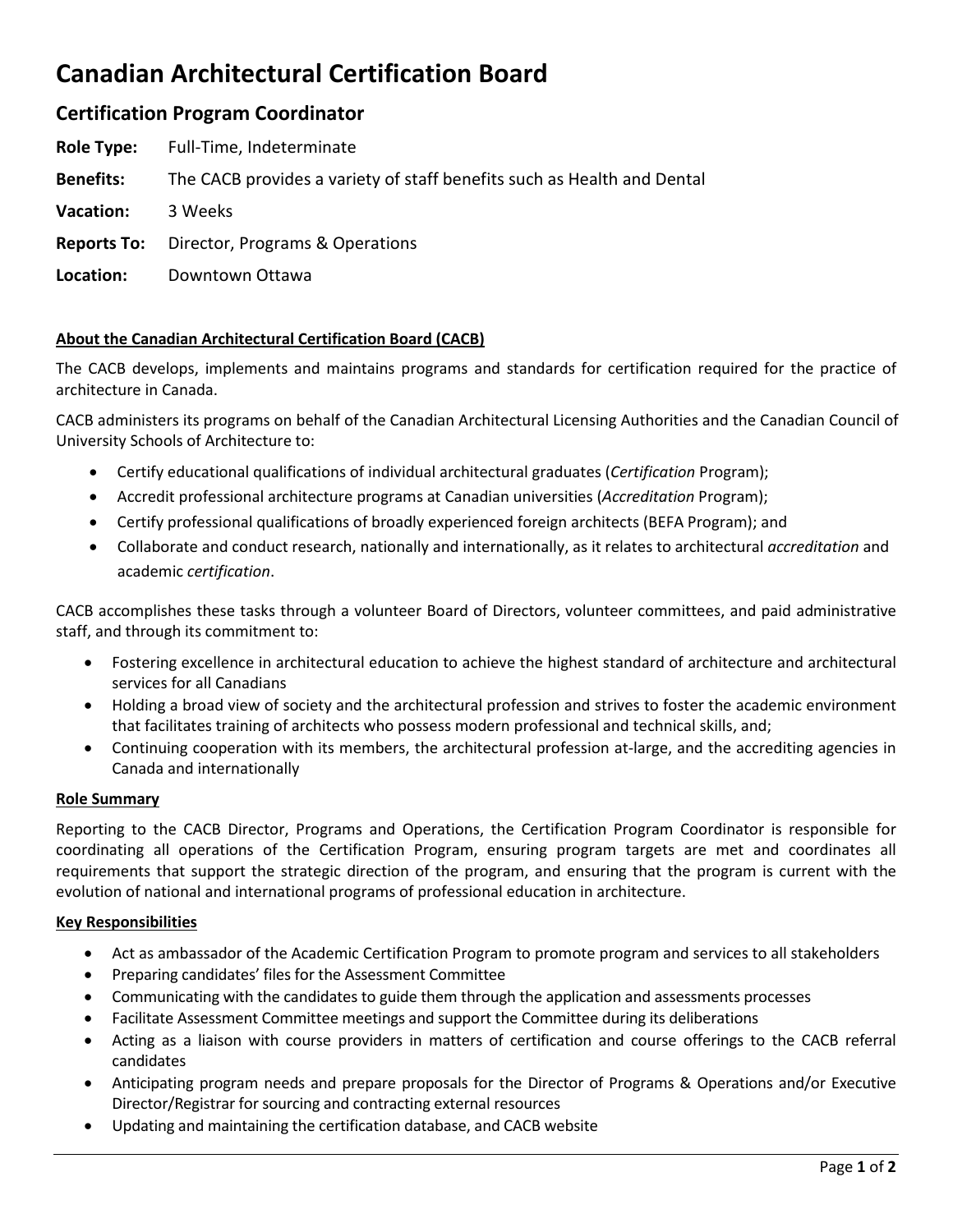# Canadian Architectural Certification Board

## Certification Program Coordinator

**Role Type:** Full-Time, Indeterminate

**Benefits:** The CACB provides a variety of staff benefits such as Health and Dental

**Vacation:** 3 Weeks

**Reports To:** Director, Programs & Operations

**Location:** Downtown Ottawa

### About the Canadian Architectural Certification Board (CACB)

The CACB develops, implements and maintains programs and standards for certification required for the practice of architecture in Canada.

CACB administers its programs on behalf of the Canadian Architectural Licensing Authorities and the Canadian Council of University Schools of Architecture to:

- Certify educational qualifications of individual architectural graduates (*Certification* Program);
- Accredit professional architecture programs at Canadian universities (*Accreditation* Program);
- Certify professional qualifications of broadly experienced foreign architects (BEFA Program); and
- Collaborate and conduct research, nationally and internationally, as it relates to architectural *accreditation* and academic *certification*.

CACB accomplishes these tasks through a volunteer Board of Directors, volunteer committees, and paid administrative staff, and through its commitment to:

- Fostering excellence in architectural education to achieve the highest standard of architecture and architectural services for all Canadians
- Holding a broad view of society and the architectural profession and strives to foster the academic environment that facilitates training of architects who possess modern professional and technical skills, and;
- Continuing cooperation with its members, the architectural profession at-large, and the accrediting agencies in Canada and internationally

### Role Summary

Reporting to the CACB Director, Programs and Operations, the Certification Program Coordinator is responsible for coordinating all operations of the Certification Program, ensuring program targets are met and coordinates all requirements that support the strategic direction of the program, and ensuring that the program is current with the evolution of national and international programs of professional education in architecture.

### Key Responsibilities

- Act as ambassador of the Academic Certification Program to promote program and services to all stakeholders
- Preparing candidates' files for the Assessment Committee
- Communicating with the candidates to guide them through the application and assessments processes
- Facilitate Assessment Committee meetings and support the Committee during its deliberations
- Acting as a liaison with course providers in matters of certification and course offerings to the CACB referral candidates
- Anticipating program needs and prepare proposals for the Director of Programs & Operations and/or Executive Director/Registrar for sourcing and contracting external resources
- Updating and maintaining the certification database, and CACB website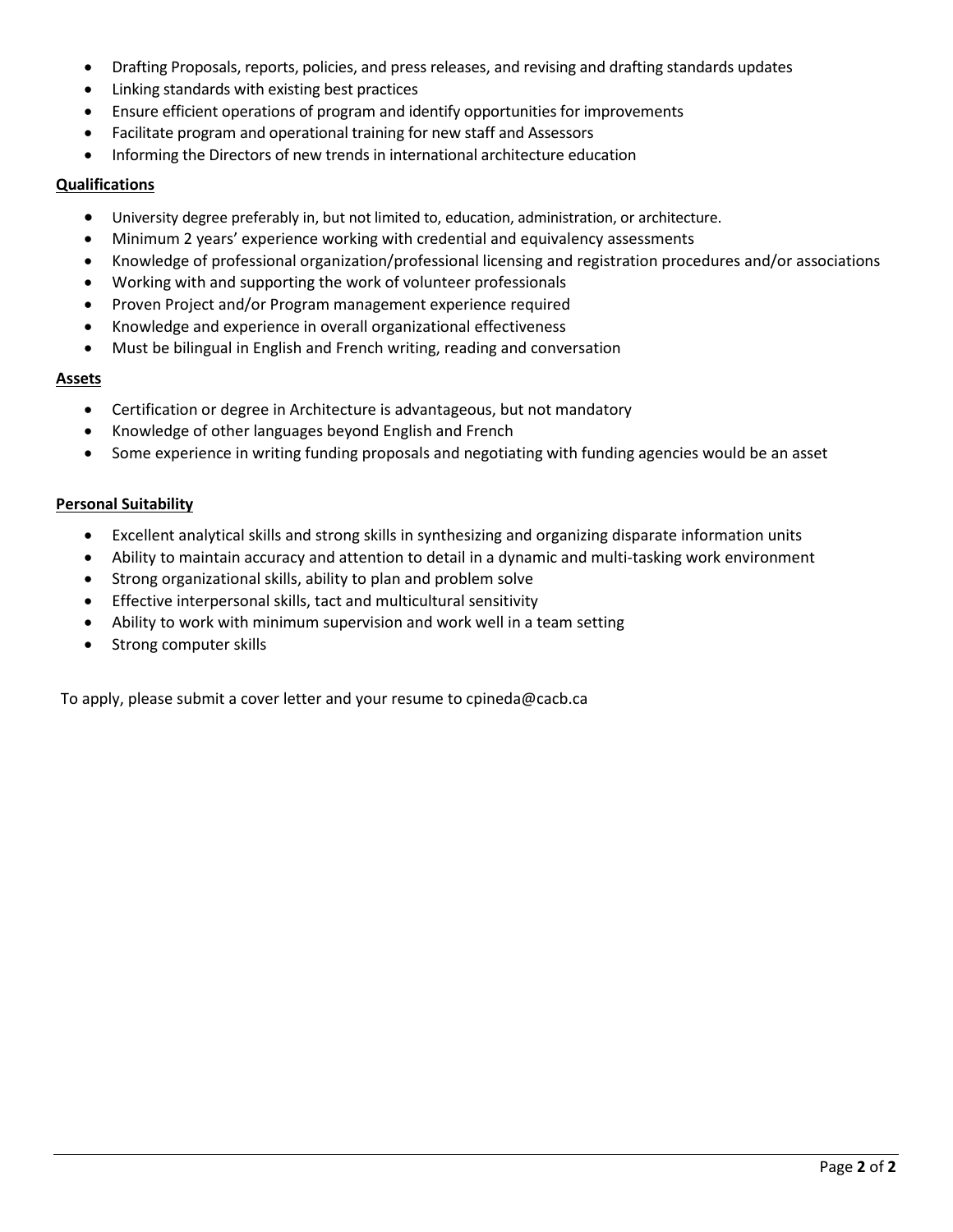- Drafting Proposals, reports, policies, and press releases, and revising and drafting standards updates
- Linking standards with existing best practices
- Ensure efficient operations of program and identify opportunities for improvements
- Facilitate program and operational training for new staff and Assessors
- Informing the Directors of new trends in international architecture education

**Qualifications**

- University degree preferably in, but not limited to, education, administration, or architecture.
- Minimum 2 years' experience working with credential and equivalency assessments
- Knowledge of professional organization/professional licensing and registration procedures and/or associations
- Working with and supporting the work of volunteer professionals
- Proven Project and/or Program management experience required
- Knowledge and experience in overall organizational effectiveness
- Must be bilingual in English and French writing, reading and conversation

**Assets**

- Certification or degree in Architecture is advantageous, but not mandatory
- Knowledge of other languages beyond English and French
- Some experience in writing funding proposals and negotiating with funding agencies would be an asset

**Personal Suitability**

- Excellent analytical skills and strong skills in synthesizing and organizing disparate information units
- Ability to maintain accuracy and attention to detail in a dynamic and multi-tasking work environment
- Strong organizational skills, ability to plan and problem solve
- Effective interpersonal skills, tact and multicultural sensitivity
- Ability to work with minimum supervision and work well in a team setting
- Strong computer skills

To apply, please submit a cover letter and your resume to cpineda@cacb.ca